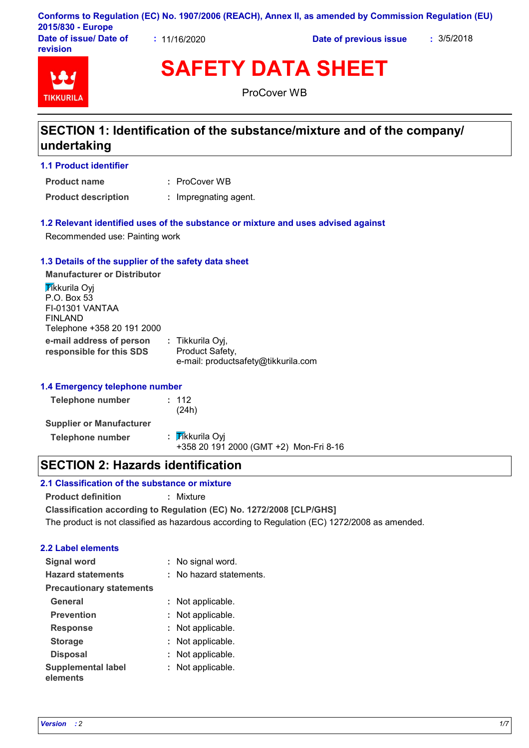Conforms to Regulation (EC) No. 1907/2006 (REACH), Annex II, as amended by Commission Regulation (EU) 2015/830 - Europe

**Date of issue/ Date of revision** : 11/16/2020 **Date of previous issue** : 3/5/2018

# SAFETY DATA SHEET

ProCover WB

## SECTION 1: Identification of the substance/mixture and of the company/ undertaking

### 1.1 Product identifier

**Product name** : ProCover WB

**Product description** : Impregnating agent.

### 1.2 Relevant identified uses of the substance or mixture and uses advised against

Recommended use: Painting work

### 1.3 Details of the supplier of the safety data sheet

**Manufacturer or Distributor**

Tikkurila Oyj
P.O. Box 53
FI-01301 VANTAA
FINLAND
Telephone +358 20 191 2000

**e-mail address of person responsible for this SDS** : Tikkurila Oyj, Product Safety, e-mail: productsafety@tikkurila.com

### 1.4 Emergency telephone number

**Telephone number** : 112 (24h)

**Supplier or Manufacturer**

**Telephone number** : Tikkurila Oyj
+358 20 191 2000 (GMT +2) Mon-Fri 8-16

## SECTION 2: Hazards identification

### 2.1 Classification of the substance or mixture

**Product definition** : Mixture

**Classification according to Regulation (EC) No. 1272/2008 [CLP/GHS]**

The product is not classified as hazardous according to Regulation (EC) 1272/2008 as amended.

### 2.2 Label elements

**Signal word** : No signal word.

**Hazard statements** : No hazard statements.

**Precautionary statements**

**General** : Not applicable.

**Prevention** : Not applicable.

**Response** : Not applicable.

**Storage** : Not applicable.

**Disposal** : Not applicable.

**Supplemental label elements** : Not applicable.

*Version : 2*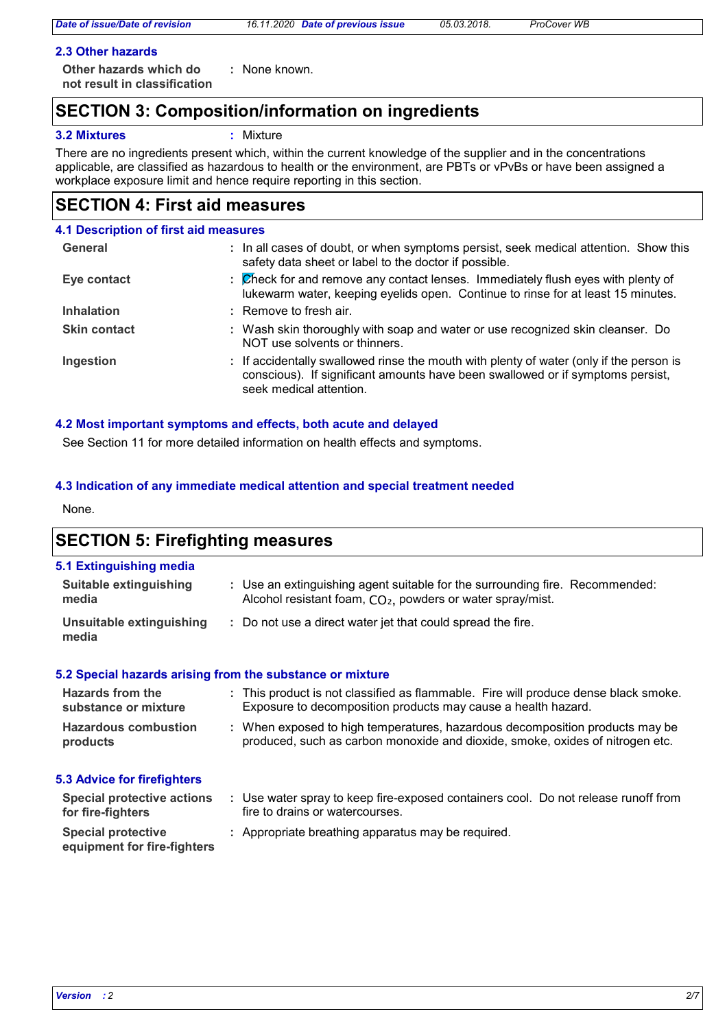### 2.3 Other hazards

**Other hazards which do not result in classification** : None known.

## SECTION 3: Composition/information on ingredients

**3.2 Mixtures** : Mixture

There are no ingredients present which, within the current knowledge of the supplier and in the concentrations applicable, are classified as hazardous to health or the environment, are PBTs or vPvBs or have been assigned a workplace exposure limit and hence require reporting in this section.

## SECTION 4: First aid measures

### 4.1 Description of first aid measures

| | |
|---|---|
| **General** | : In all cases of doubt, or when symptoms persist, seek medical attention. Show this safety data sheet or label to the doctor if possible. |
| **Eye contact** | : Check for and remove any contact lenses. Immediately flush eyes with plenty of lukewarm water, keeping eyelids open. Continue to rinse for at least 15 minutes. |
| **Inhalation** | : Remove to fresh air. |
| **Skin contact** | : Wash skin thoroughly with soap and water or use recognized skin cleanser. Do NOT use solvents or thinners. |
| **Ingestion** | : If accidentally swallowed rinse the mouth with plenty of water (only if the person is conscious). If significant amounts have been swallowed or if symptoms persist, seek medical attention. |

### 4.2 Most important symptoms and effects, both acute and delayed

See Section 11 for more detailed information on health effects and symptoms.

### 4.3 Indication of any immediate medical attention and special treatment needed

None.

## SECTION 5: Firefighting measures

### 5.1 Extinguishing media

| | |
|---|---|
| **Suitable extinguishing media** | : Use an extinguishing agent suitable for the surrounding fire. Recommended: Alcohol resistant foam, $CO_2$, powders or water spray/mist. |
| **Unsuitable extinguishing media** | : Do not use a direct water jet that could spread the fire. |

### 5.2 Special hazards arising from the substance or mixture

| | |
|---|---|
| **Hazards from the substance or mixture** | : This product is not classified as flammable. Fire will produce dense black smoke. Exposure to decomposition products may cause a health hazard. |
| **Hazardous combustion products** | : When exposed to high temperatures, hazardous decomposition products may be produced, such as carbon monoxide and dioxide, smoke, oxides of nitrogen etc. |

### 5.3 Advice for firefighters

| | |
|---|---|
| **Special protective actions for fire-fighters** | : Use water spray to keep fire-exposed containers cool. Do not release runoff from fire to drains or watercourses. |
| **Special protective equipment for fire-fighters** | : Appropriate breathing apparatus may be required. |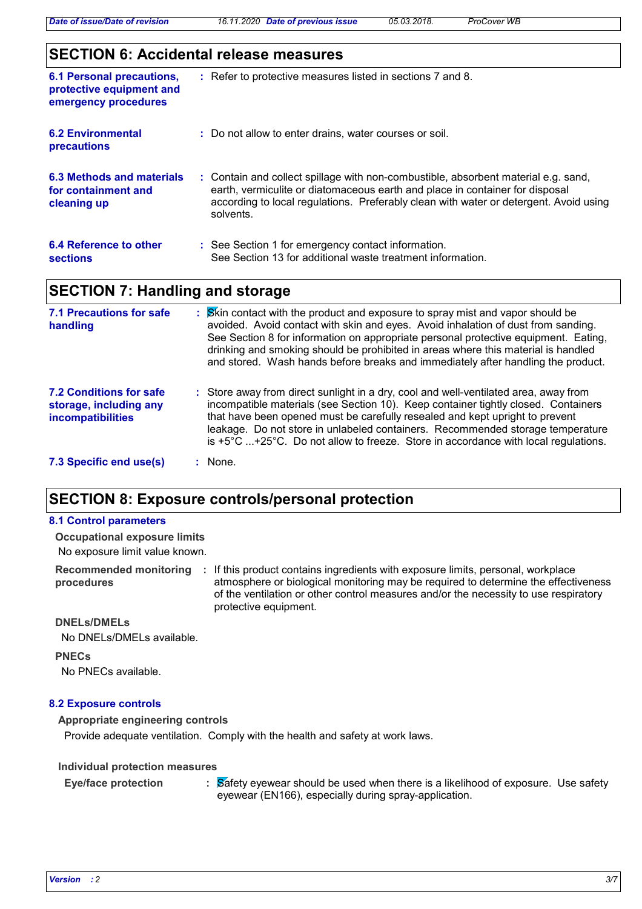## SECTION 6: Accidental release measures

**6.1 Personal precautions, protective equipment and emergency procedures** : Refer to protective measures listed in sections 7 and 8.

**6.2 Environmental precautions** : Do not allow to enter drains, water courses or soil.

**6.3 Methods and materials for containment and cleaning up** : Contain and collect spillage with non-combustible, absorbent material e.g. sand, earth, vermiculite or diatomaceous earth and place in container for disposal according to local regulations. Preferably clean with water or detergent. Avoid using solvents.

**6.4 Reference to other sections** : See Section 1 for emergency contact information.
See Section 13 for additional waste treatment information.

## SECTION 7: Handling and storage

**7.1 Precautions for safe handling** : Skin contact with the product and exposure to spray mist and vapor should be avoided. Avoid contact with skin and eyes. Avoid inhalation of dust from sanding. See Section 8 for information on appropriate personal protective equipment. Eating, drinking and smoking should be prohibited in areas where this material is handled and stored. Wash hands before breaks and immediately after handling the product.

**7.2 Conditions for safe storage, including any incompatibilities** : Store away from direct sunlight in a dry, cool and well-ventilated area, away from incompatible materials (see Section 10). Keep container tightly closed. Containers that have been opened must be carefully resealed and kept upright to prevent leakage. Do not store in unlabeled containers. Recommended storage temperature is +5°C ...+25°C. Do not allow to freeze. Store in accordance with local regulations.

**7.3 Specific end use(s)** : None.

## SECTION 8: Exposure controls/personal protection

### 8.1 Control parameters

**Occupational exposure limits**

No exposure limit value known.

**Recommended monitoring procedures** : If this product contains ingredients with exposure limits, personal, workplace atmosphere or biological monitoring may be required to determine the effectiveness of the ventilation or other control measures and/or the necessity to use respiratory protective equipment.

**DNELs/DMELs**

No DNELs/DMELs available.

**PNECs**

No PNECs available.

### 8.2 Exposure controls

**Appropriate engineering controls**

Provide adequate ventilation. Comply with the health and safety at work laws.

**Individual protection measures**

**Eye/face protection** : Safety eyewear should be used when there is a likelihood of exposure. Use safety eyewear (EN166), especially during spray-application.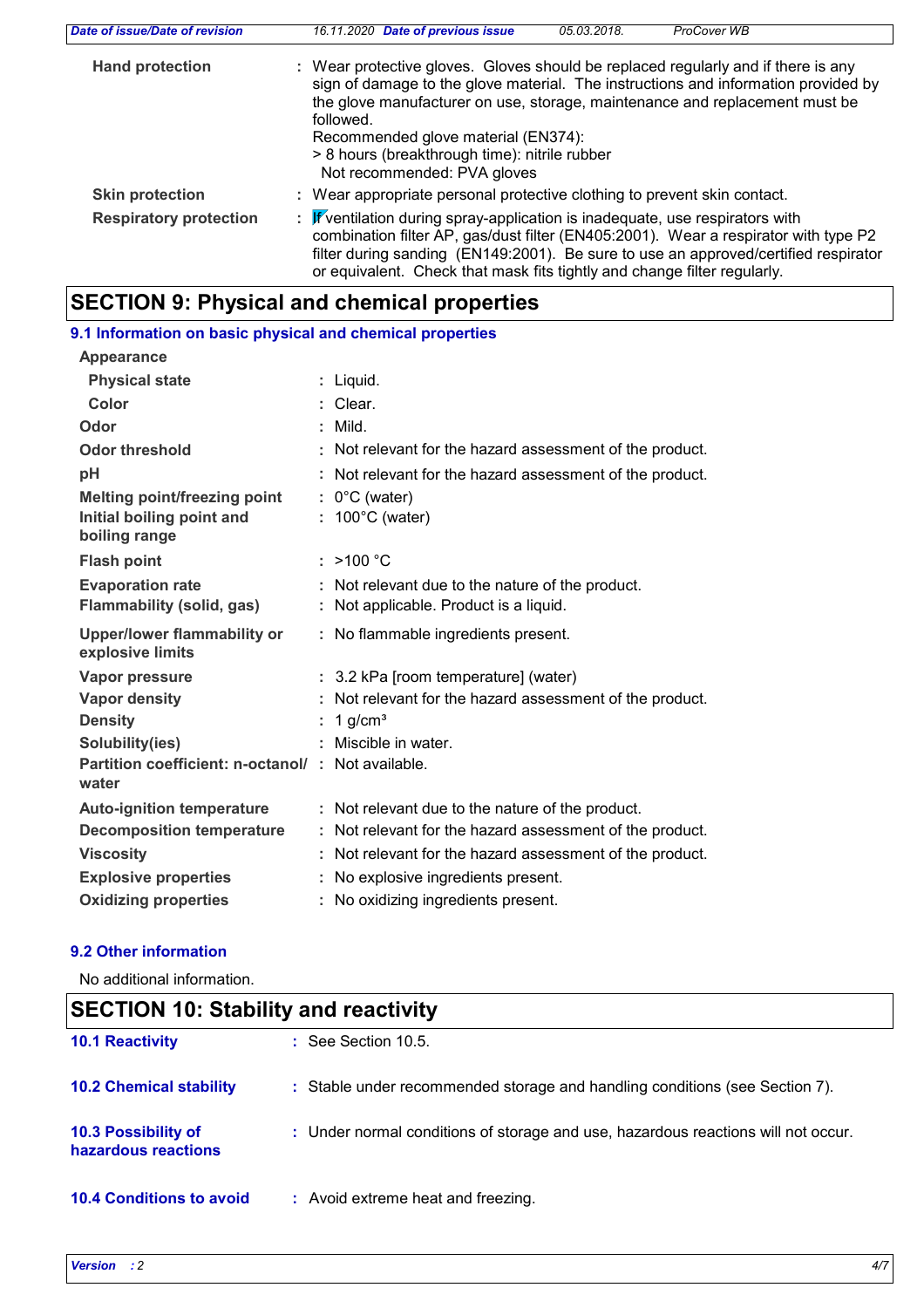| | | |
|---|---|---|
| **Hand protection** | : | Wear protective gloves. Gloves should be replaced regularly and if there is any sign of damage to the glove material. The instructions and information provided by the glove manufacturer on use, storage, maintenance and replacement must be followed.<br>Recommended glove material (EN374):<br>> 8 hours (breakthrough time): nitrile rubber<br>Not recommended: PVA gloves |
| **Skin protection** | : | Wear appropriate personal protective clothing to prevent skin contact. |
| **Respiratory protection** | : | If ventilation during spray-application is inadequate, use respirators with combination filter AP, gas/dust filter (EN405:2001). Wear a respirator with type P2 filter during sanding (EN149:2001). Be sure to use an approved/certified respirator or equivalent. Check that mask fits tightly and change filter regularly. |

## SECTION 9: Physical and chemical properties

### 9.1 Information on basic physical and chemical properties

| | | |
|---|---|---|
| **Appearance** | | |
| **Physical state** | : | Liquid. |
| **Color** | : | Clear. |
| **Odor** | : | Mild. |
| **Odor threshold** | : | Not relevant for the hazard assessment of the product. |
| **pH** | : | Not relevant for the hazard assessment of the product. |
| **Melting point/freezing point** | : | 0°C (water) |
| **Initial boiling point and boiling range** | : | 100°C (water) |
| **Flash point** | : | >100 °C |
| **Evaporation rate** | : | Not relevant due to the nature of the product. |
| **Flammability (solid, gas)** | : | Not applicable. Product is a liquid. |
| **Upper/lower flammability or explosive limits** | : | No flammable ingredients present. |
| **Vapor pressure** | : | 3.2 kPa [room temperature] (water) |
| **Vapor density** | : | Not relevant for the hazard assessment of the product. |
| **Density** | : | 1 g/cm³ |
| **Solubility(ies)** | : | Miscible in water. |
| **Partition coefficient: n-octanol/ water** | : | Not available. |
| **Auto-ignition temperature** | : | Not relevant due to the nature of the product. |
| **Decomposition temperature** | : | Not relevant for the hazard assessment of the product. |
| **Viscosity** | : | Not relevant for the hazard assessment of the product. |
| **Explosive properties** | : | No explosive ingredients present. |
| **Oxidizing properties** | : | No oxidizing ingredients present. |

### 9.2 Other information

No additional information.

## SECTION 10: Stability and reactivity

| | | |
|---|---|---|
| **10.1 Reactivity** | : | See Section 10.5. |
| **10.2 Chemical stability** | : | Stable under recommended storage and handling conditions (see Section 7). |
| **10.3 Possibility of hazardous reactions** | : | Under normal conditions of storage and use, hazardous reactions will not occur. |
| **10.4 Conditions to avoid** | : | Avoid extreme heat and freezing. |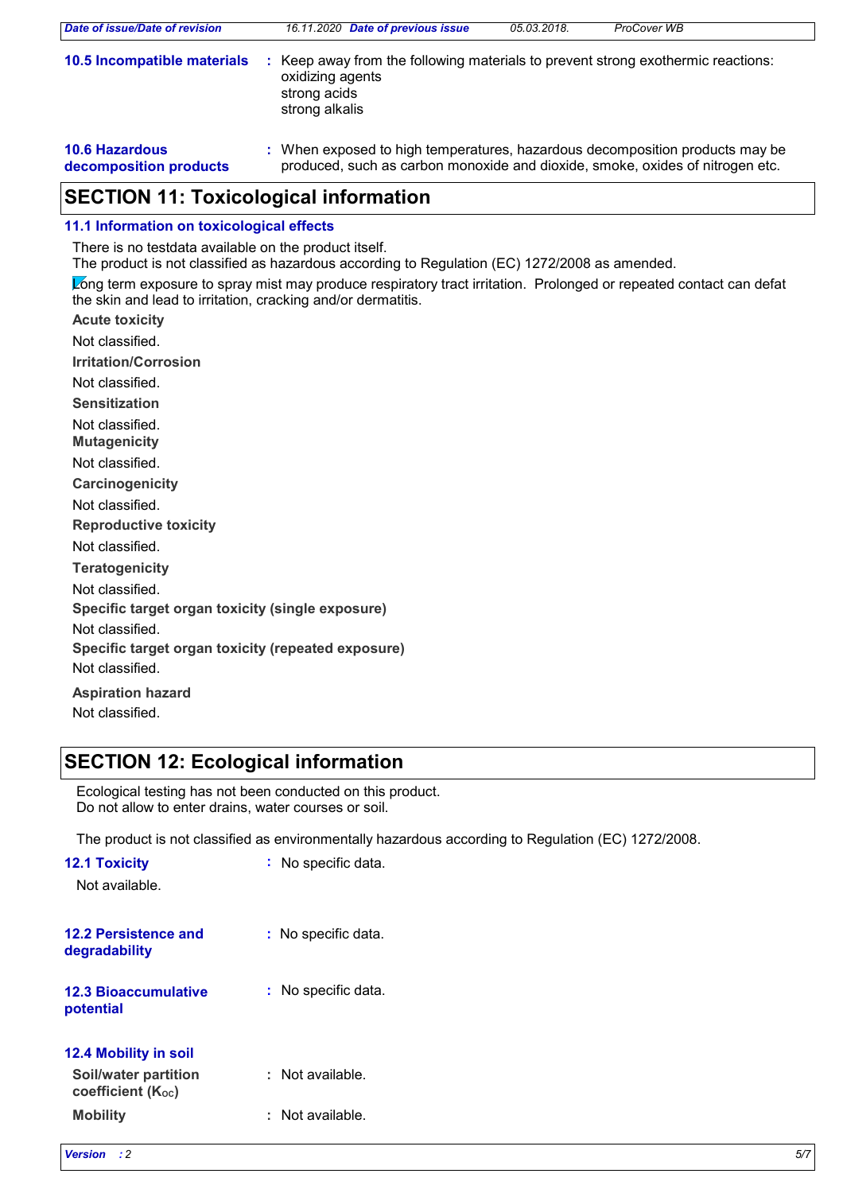**10.5 Incompatible materials** : Keep away from the following materials to prevent strong exothermic reactions:
oxidizing agents
strong acids
strong alkalis

**10.6 Hazardous decomposition products** : When exposed to high temperatures, hazardous decomposition products may be produced, such as carbon monoxide and dioxide, smoke, oxides of nitrogen etc.

## SECTION 11: Toxicological information

### 11.1 Information on toxicological effects

There is no testdata available on the product itself.
The product is not classified as hazardous according to Regulation (EC) 1272/2008 as amended.

Long term exposure to spray mist may produce respiratory tract irritation. Prolonged or repeated contact can defat the skin and lead to irritation, cracking and/or dermatitis.

**Acute toxicity**

Not classified.

**Irritation/Corrosion**

Not classified.

**Sensitization**

Not classified.

**Mutagenicity**

Not classified.

**Carcinogenicity**

Not classified.

**Reproductive toxicity**

Not classified.

**Teratogenicity**

Not classified.

**Specific target organ toxicity (single exposure)**

Not classified.

**Specific target organ toxicity (repeated exposure)**

Not classified.

**Aspiration hazard**

Not classified.

## SECTION 12: Ecological information

Ecological testing has not been conducted on this product.
Do not allow to enter drains, water courses or soil.

The product is not classified as environmentally hazardous according to Regulation (EC) 1272/2008.

**12.1 Toxicity** : No specific data.

Not available.

**12.2 Persistence and degradability** : No specific data.

**12.3 Bioaccumulative potential** : No specific data.

**12.4 Mobility in soil**

**Soil/water partition coefficient ($K_{OC}$)** : Not available.

**Mobility** : Not available.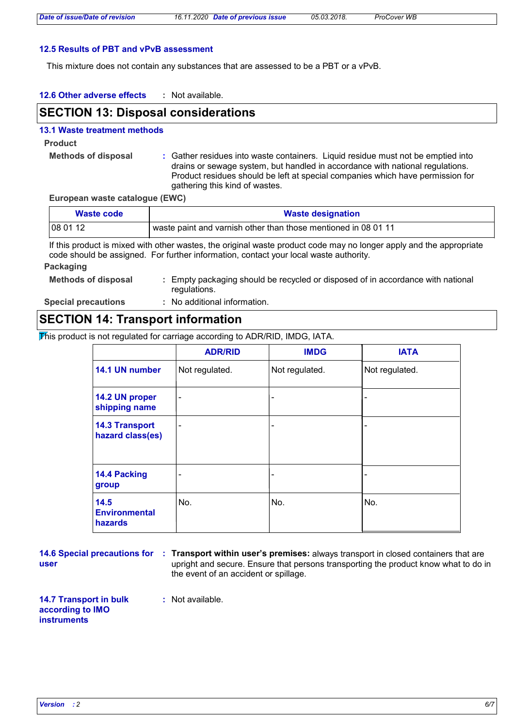### 12.5 Results of PBT and vPvB assessment

This mixture does not contain any substances that are assessed to be a PBT or a vPvB.

**12.6 Other adverse effects** : Not available.

## SECTION 13: Disposal considerations

### 13.1 Waste treatment methods

**Product**

**Methods of disposal** : Gather residues into waste containers. Liquid residue must not be emptied into drains or sewage system, but handled in accordance with national regulations. Product residues should be left at special companies which have permission for gathering this kind of wastes.

**European waste catalogue (EWC)**

| Waste code | Waste designation |
|---|---|
| 08 01 12 | waste paint and varnish other than those mentioned in 08 01 11 |

If this product is mixed with other wastes, the original waste product code may no longer apply and the appropriate code should be assigned. For further information, contact your local waste authority.

**Packaging**

**Methods of disposal** : Empty packaging should be recycled or disposed of in accordance with national regulations.

**Special precautions** : No additional information.

## SECTION 14: Transport information

This product is not regulated for carriage according to ADR/RID, IMDG, IATA.

| | ADR/RID | IMDG | IATA |
|---|---|---|---|
| **14.1 UN number** | Not regulated. | Not regulated. | Not regulated. |
| **14.2 UN proper shipping name** | - | - | - |
| **14.3 Transport hazard class(es)** | - | - | - |
| **14.4 Packing group** | - | - | - |
| **14.5 Environmental hazards** | No. | No. | No. |

**14.6 Special precautions for user** : **Transport within user's premises:** always transport in closed containers that are upright and secure. Ensure that persons transporting the product know what to do in the event of an accident or spillage.

**14.7 Transport in bulk according to IMO instruments** : Not available.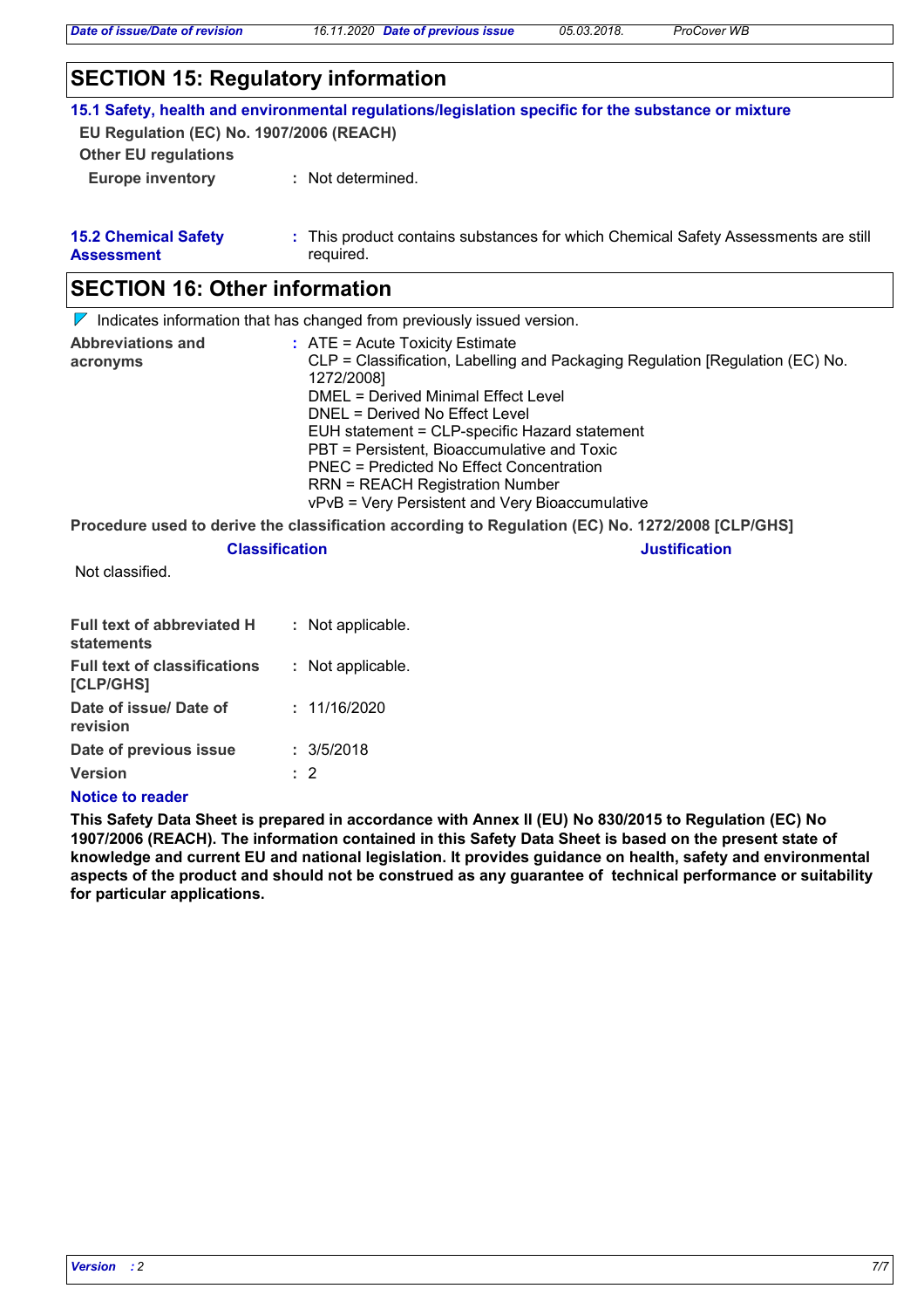## SECTION 15: Regulatory information

### 15.1 Safety, health and environmental regulations/legislation specific for the substance or mixture

**EU Regulation (EC) No. 1907/2006 (REACH)**

**Other EU regulations**

**Europe inventory** : Not determined.

**15.2 Chemical Safety Assessment** : This product contains substances for which Chemical Safety Assessments are still required.

## SECTION 16: Other information

Indicates information that has changed from previously issued version.

**Abbreviations and acronyms** : ATE = Acute Toxicity Estimate
CLP = Classification, Labelling and Packaging Regulation [Regulation (EC) No. 1272/2008]
DMEL = Derived Minimal Effect Level
DNEL = Derived No Effect Level
EUH statement = CLP-specific Hazard statement
PBT = Persistent, Bioaccumulative and Toxic
PNEC = Predicted No Effect Concentration
RRN = REACH Registration Number
vPvB = Very Persistent and Very Bioaccumulative

**Procedure used to derive the classification according to Regulation (EC) No. 1272/2008 [CLP/GHS]**

| Classification | Justification |
|---|---|
| Not classified. | |

**Full text of abbreviated H statements** : Not applicable.

**Full text of classifications [CLP/GHS]** : Not applicable.

**Date of issue/ Date of revision** : 11/16/2020

**Date of previous issue** : 3/5/2018

**Version** : 2

### Notice to reader

**This Safety Data Sheet is prepared in accordance with Annex II (EU) No 830/2015 to Regulation (EC) No 1907/2006 (REACH). The information contained in this Safety Data Sheet is based on the present state of knowledge and current EU and national legislation. It provides guidance on health, safety and environmental aspects of the product and should not be construed as any guarantee of technical performance or suitability for particular applications.**